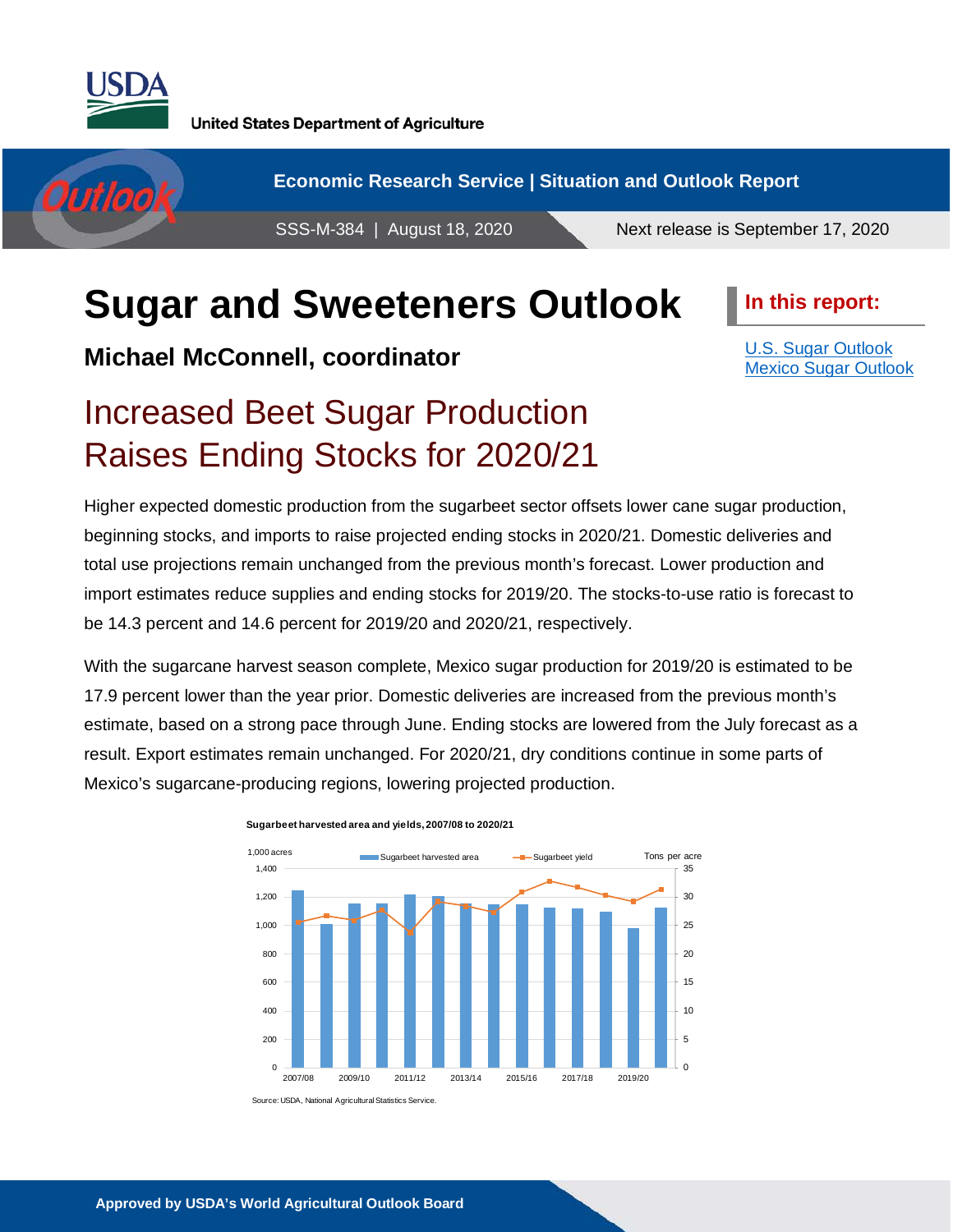United States Department of Agriculture

**Economic Research Service | Situation and Outlook Report**

SSS-M-384 | August 18, 2020

Next release is September 17, 2020

# Sugar and Sweeteners Outlook

**Michael McConnell, coordinator**

**In this report:**

- U.S. Sugar Outlook
- Mexico Sugar Outlook

## Increased Beet Sugar Production Raises Ending Stocks for 2020/21

Higher expected domestic production from the sugarbeet sector offsets lower cane sugar production, beginning stocks, and imports to raise projected ending stocks in 2020/21. Domestic deliveries and total use projections remain unchanged from the previous month's forecast. Lower production and import estimates reduce supplies and ending stocks for 2019/20. The stocks-to-use ratio is forecast to be 14.3 percent and 14.6 percent for 2019/20 and 2020/21, respectively.

With the sugarcane harvest season complete, Mexico sugar production for 2019/20 is estimated to be 17.9 percent lower than the year prior. Domestic deliveries are increased from the previous month's estimate, based on a strong pace through June. Ending stocks are lowered from the July forecast as a result. Export estimates remain unchanged. For 2020/21, dry conditions continue in some parts of Mexico's sugarcane-producing regions, lowering projected production.

**Sugarbeet harvested area and yields, 2007/08 to 2020/21**

Source: USDA, National Agricultural Statistics Service.

**Approved by USDA's World Agricultural Outlook Board**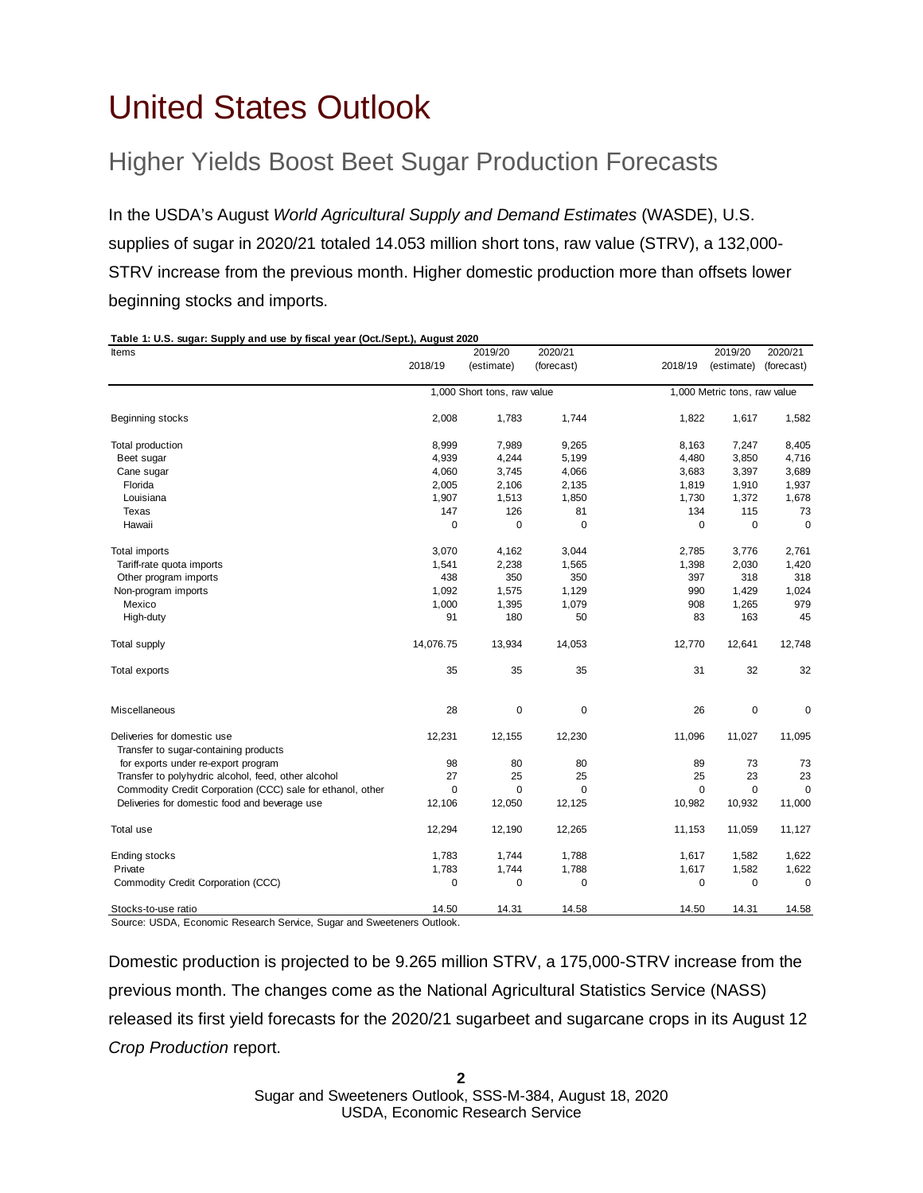# United States Outlook

## Higher Yields Boost Beet Sugar Production Forecasts

In the USDA's August *World Agricultural Supply and Demand Estimates* (WASDE), U.S. supplies of sugar in 2020/21 totaled 14.053 million short tons, raw value (STRV), a 132,000-STRV increase from the previous month. Higher domestic production more than offsets lower beginning stocks and imports.

**Table 1: U.S. sugar: Supply and use by fiscal year (Oct./Sept.), August 2020**

| Items | 2018/19 | 2019/20 (estimate) | 2020/21 (forecast) | 2018/19 | 2019/20 (estimate) | 2020/21 (forecast) |
|---|---|---|---|---|---|---|
| | 1,000 Short tons, raw value | | | 1,000 Metric tons, raw value | | |
| Beginning stocks | 2,008 | 1,783 | 1,744 | 1,822 | 1,617 | 1,582 |
| Total production | 8,999 | 7,989 | 9,265 | 8,163 | 7,247 | 8,405 |
| Beet sugar | 4,939 | 4,244 | 5,199 | 4,480 | 3,850 | 4,716 |
| Cane sugar | 4,060 | 3,745 | 4,066 | 3,683 | 3,397 | 3,689 |
| Florida | 2,005 | 2,106 | 2,135 | 1,819 | 1,910 | 1,937 |
| Louisiana | 1,907 | 1,513 | 1,850 | 1,730 | 1,372 | 1,678 |
| Texas | 147 | 126 | 81 | 134 | 115 | 73 |
| Hawaii | 0 | 0 | 0 | 0 | 0 | 0 |
| Total imports | 3,070 | 4,162 | 3,044 | 2,785 | 3,776 | 2,761 |
| Tariff-rate quota imports | 1,541 | 2,238 | 1,565 | 1,398 | 2,030 | 1,420 |
| Other program imports | 438 | 350 | 350 | 397 | 318 | 318 |
| Non-program imports | 1,092 | 1,575 | 1,129 | 990 | 1,429 | 1,024 |
| Mexico | 1,000 | 1,395 | 1,079 | 908 | 1,265 | 979 |
| High-duty | 91 | 180 | 50 | 83 | 163 | 45 |
| Total supply | 14,076.75 | 13,934 | 14,053 | 12,770 | 12,641 | 12,748 |
| Total exports | 35 | 35 | 35 | 31 | 32 | 32 |
| Miscellaneous | 28 | 0 | 0 | 26 | 0 | 0 |
| Deliveries for domestic use | 12,231 | 12,155 | 12,230 | 11,096 | 11,027 | 11,095 |
| Transfer to sugar-containing products for exports under re-export program | 98 | 80 | 80 | 89 | 73 | 73 |
| Transfer to polyhydric alcohol, feed, other alcohol | 27 | 25 | 25 | 25 | 23 | 23 |
| Commodity Credit Corporation (CCC) sale for ethanol, other | 0 | 0 | 0 | 0 | 0 | 0 |
| Deliveries for domestic food and beverage use | 12,106 | 12,050 | 12,125 | 10,982 | 10,932 | 11,000 |
| Total use | 12,294 | 12,190 | 12,265 | 11,153 | 11,059 | 11,127 |
| Ending stocks | 1,783 | 1,744 | 1,788 | 1,617 | 1,582 | 1,622 |
| Private | 1,783 | 1,744 | 1,788 | 1,617 | 1,582 | 1,622 |
| Commodity Credit Corporation (CCC) | 0 | 0 | 0 | 0 | 0 | 0 |
| Stocks-to-use ratio | 14.50 | 14.31 | 14.58 | 14.50 | 14.31 | 14.58 |

Source: USDA, Economic Research Service, Sugar and Sweeteners Outlook.

Domestic production is projected to be 9.265 million STRV, a 175,000-STRV increase from the previous month. The changes come as the National Agricultural Statistics Service (NASS) released its first yield forecasts for the 2020/21 sugarbeet and sugarcane crops in its August 12 *Crop Production* report.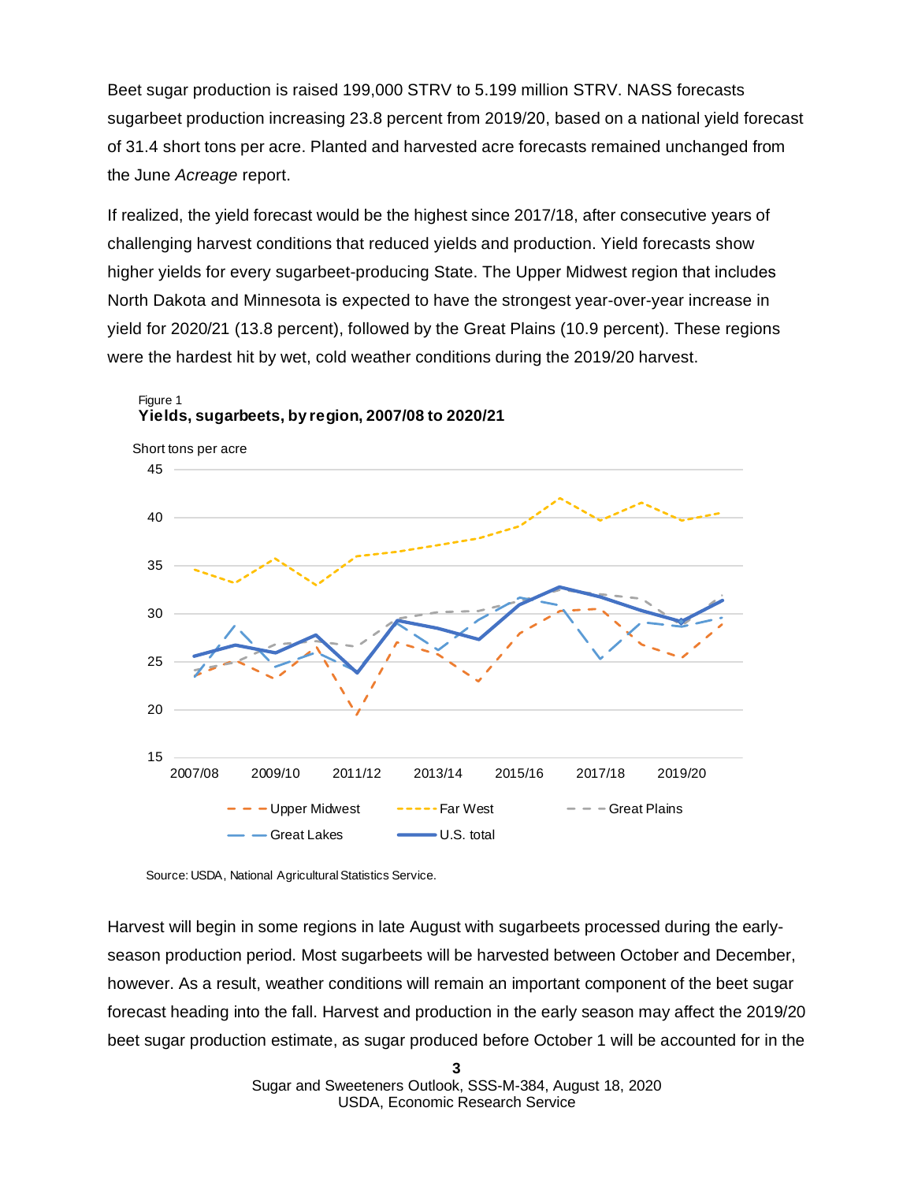Beet sugar production is raised 199,000 STRV to 5.199 million STRV. NASS forecasts sugarbeet production increasing 23.8 percent from 2019/20, based on a national yield forecast of 31.4 short tons per acre. Planted and harvested acre forecasts remained unchanged from the June *Acreage* report.

If realized, the yield forecast would be the highest since 2017/18, after consecutive years of challenging harvest conditions that reduced yields and production. Yield forecasts show higher yields for every sugarbeet-producing State. The Upper Midwest region that includes North Dakota and Minnesota is expected to have the strongest year-over-year increase in yield for 2020/21 (13.8 percent), followed by the Great Plains (10.9 percent). These regions were the hardest hit by wet, cold weather conditions during the 2019/20 harvest.

Figure 1
**Yields, sugarbeets, by region, 2007/08 to 2020/21**

Short tons per acre

Source: USDA, National Agricultural Statistics Service.

Harvest will begin in some regions in late August with sugarbeets processed during the early-season production period. Most sugarbeets will be harvested between October and December, however. As a result, weather conditions will remain an important component of the beet sugar forecast heading into the fall. Harvest and production in the early season may affect the 2019/20 beet sugar production estimate, as sugar produced before October 1 will be accounted for in the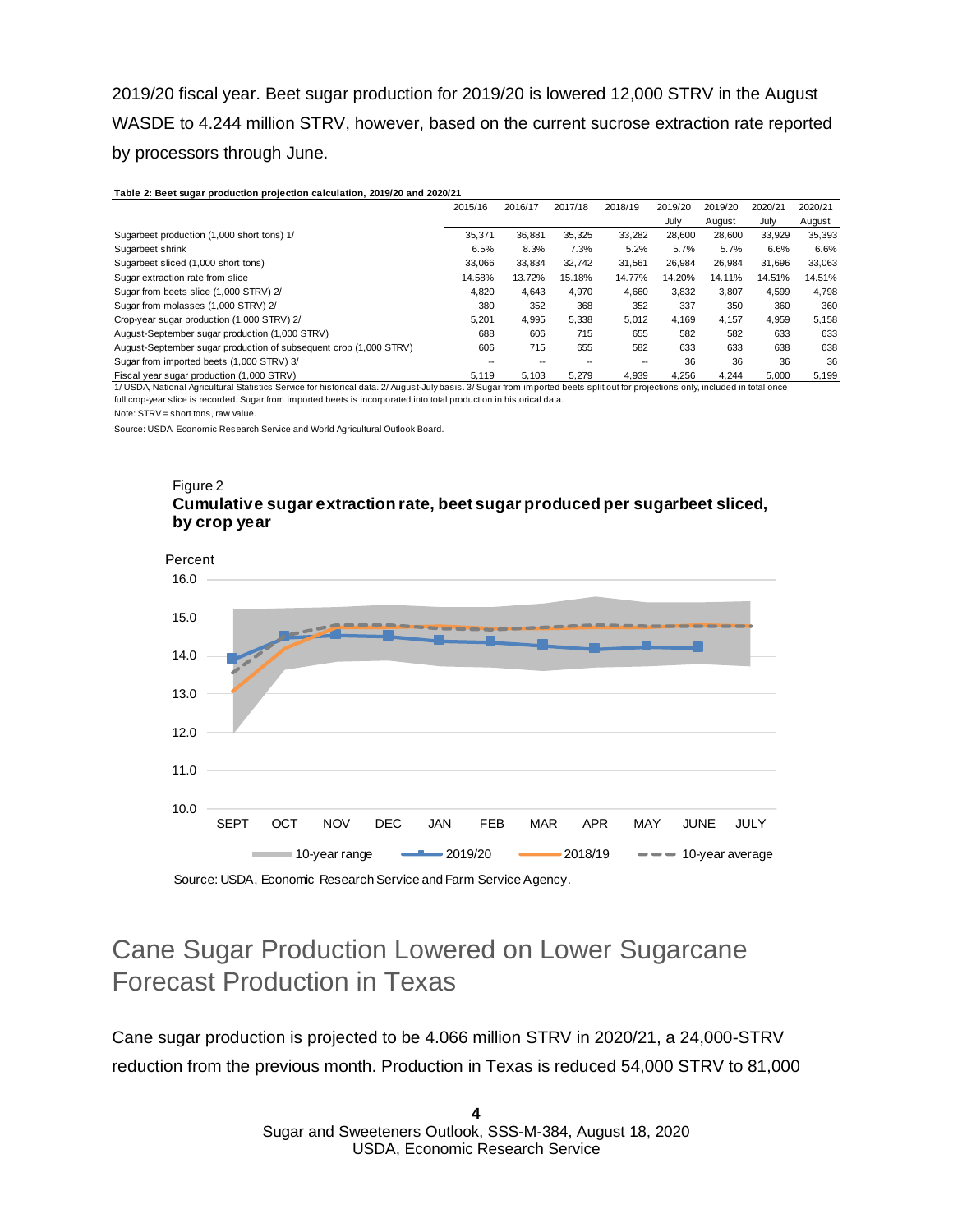2019/20 fiscal year. Beet sugar production for 2019/20 is lowered 12,000 STRV in the August WASDE to 4.244 million STRV, however, based on the current sucrose extraction rate reported by processors through June.

**Table 2: Beet sugar production projection calculation, 2019/20 and 2020/21**

| | 2015/16 | 2016/17 | 2017/18 | 2018/19 | 2019/20 July | 2019/20 August | 2020/21 July | 2020/21 August |
|---|---|---|---|---|---|---|---|---|
| Sugarbeet production (1,000 short tons) 1/ | 35,371 | 36,881 | 35,325 | 33,282 | 28,600 | 28,600 | 33,929 | 35,393 |
| Sugarbeet shrink | 6.5% | 8.3% | 7.3% | 5.2% | 5.7% | 5.7% | 6.6% | 6.6% |
| Sugarbeet sliced (1,000 short tons) | 33,066 | 33,834 | 32,742 | 31,561 | 26,984 | 26,984 | 31,696 | 33,063 |
| Sugar extraction rate from slice | 14.58% | 13.72% | 15.18% | 14.77% | 14.20% | 14.11% | 14.51% | 14.51% |
| Sugar from beets slice (1,000 STRV) 2/ | 4,820 | 4,643 | 4,970 | 4,660 | 3,832 | 3,807 | 4,599 | 4,798 |
| Sugar from molasses (1,000 STRV) 2/ | 380 | 352 | 368 | 352 | 337 | 350 | 360 | 360 |
| Crop-year sugar production (1,000 STRV) 2/ | 5,201 | 4,995 | 5,338 | 5,012 | 4,169 | 4,157 | 4,959 | 5,158 |
| August-September sugar production (1,000 STRV) | 688 | 606 | 715 | 655 | 582 | 582 | 633 | 633 |
| August-September sugar production of subsequent crop (1,000 STRV) | 606 | 715 | 655 | 582 | 633 | 633 | 638 | 638 |
| Sugar from imported beets (1,000 STRV) 3/ | -- | -- | -- | -- | 36 | 36 | 36 | 36 |
| Fiscal year sugar production (1,000 STRV) | 5,119 | 5,103 | 5,279 | 4,939 | 4,256 | 4,244 | 5,000 | 5,199 |

1/ USDA, National Agricultural Statistics Service for historical data. 2/ August-July basis. 3/ Sugar from imported beets split out for projections only, included in total once full crop-year slice is recorded. Sugar from imported beets is incorporated into total production in historical data.

Note: STRV = short tons, raw value.

Source: USDA, Economic Research Service and World Agricultural Outlook Board.

Figure 2
**Cumulative sugar extraction rate, beet sugar produced per sugarbeet sliced, by crop year**

Source: USDA, Economic Research Service and Farm Service Agency.

## Cane Sugar Production Lowered on Lower Sugarcane Forecast Production in Texas

Cane sugar production is projected to be 4.066 million STRV in 2020/21, a 24,000-STRV reduction from the previous month. Production in Texas is reduced 54,000 STRV to 81,000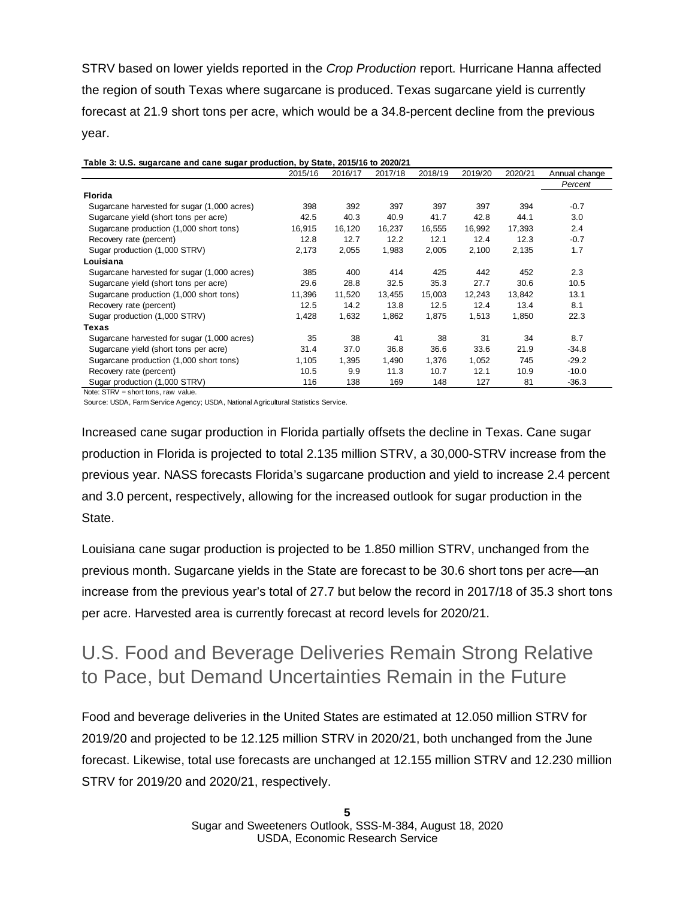STRV based on lower yields reported in the *Crop Production* report. Hurricane Hanna affected the region of south Texas where sugarcane is produced. Texas sugarcane yield is currently forecast at 21.9 short tons per acre, which would be a 34.8-percent decline from the previous year.

**Table 3: U.S. sugarcane and cane sugar production, by State, 2015/16 to 2020/21**

| | 2015/16 | 2016/17 | 2017/18 | 2018/19 | 2019/20 | 2020/21 | Annual change |
|---|---|---|---|---|---|---|---|
| | | | | | | | *Percent* |
| **Florida** | | | | | | | |
| Sugarcane harvested for sugar (1,000 acres) | 398 | 392 | 397 | 397 | 397 | 394 | -0.7 |
| Sugarcane yield (short tons per acre) | 42.5 | 40.3 | 40.9 | 41.7 | 42.8 | 44.1 | 3.0 |
| Sugarcane production (1,000 short tons) | 16,915 | 16,120 | 16,237 | 16,555 | 16,992 | 17,393 | 2.4 |
| Recovery rate (percent) | 12.8 | 12.7 | 12.2 | 12.1 | 12.4 | 12.3 | -0.7 |
| Sugar production (1,000 STRV) | 2,173 | 2,055 | 1,983 | 2,005 | 2,100 | 2,135 | 1.7 |
| **Louisiana** | | | | | | | |
| Sugarcane harvested for sugar (1,000 acres) | 385 | 400 | 414 | 425 | 442 | 452 | 2.3 |
| Sugarcane yield (short tons per acre) | 29.6 | 28.8 | 32.5 | 35.3 | 27.7 | 30.6 | 10.5 |
| Sugarcane production (1,000 short tons) | 11,396 | 11,520 | 13,455 | 15,003 | 12,243 | 13,842 | 13.1 |
| Recovery rate (percent) | 12.5 | 14.2 | 13.8 | 12.5 | 12.4 | 13.4 | 8.1 |
| Sugar production (1,000 STRV) | 1,428 | 1,632 | 1,862 | 1,875 | 1,513 | 1,850 | 22.3 |
| **Texas** | | | | | | | |
| Sugarcane harvested for sugar (1,000 acres) | 35 | 38 | 41 | 38 | 31 | 34 | 8.7 |
| Sugarcane yield (short tons per acre) | 31.4 | 37.0 | 36.8 | 36.6 | 33.6 | 21.9 | -34.8 |
| Sugarcane production (1,000 short tons) | 1,105 | 1,395 | 1,490 | 1,376 | 1,052 | 745 | -29.2 |
| Recovery rate (percent) | 10.5 | 9.9 | 11.3 | 10.7 | 12.1 | 10.9 | -10.0 |
| Sugar production (1,000 STRV) | 116 | 138 | 169 | 148 | 127 | 81 | -36.3 |

Note: STRV = short tons, raw value.

Source: USDA, Farm Service Agency; USDA, National Agricultural Statistics Service.

Increased cane sugar production in Florida partially offsets the decline in Texas. Cane sugar production in Florida is projected to total 2.135 million STRV, a 30,000-STRV increase from the previous year. NASS forecasts Florida's sugarcane production and yield to increase 2.4 percent and 3.0 percent, respectively, allowing for the increased outlook for sugar production in the State.

Louisiana cane sugar production is projected to be 1.850 million STRV, unchanged from the previous month. Sugarcane yields in the State are forecast to be 30.6 short tons per acre—an increase from the previous year's total of 27.7 but below the record in 2017/18 of 35.3 short tons per acre. Harvested area is currently forecast at record levels for 2020/21.

## U.S. Food and Beverage Deliveries Remain Strong Relative to Pace, but Demand Uncertainties Remain in the Future

Food and beverage deliveries in the United States are estimated at 12.050 million STRV for 2019/20 and projected to be 12.125 million STRV in 2020/21, both unchanged from the June forecast. Likewise, total use forecasts are unchanged at 12.155 million STRV and 12.230 million STRV for 2019/20 and 2020/21, respectively.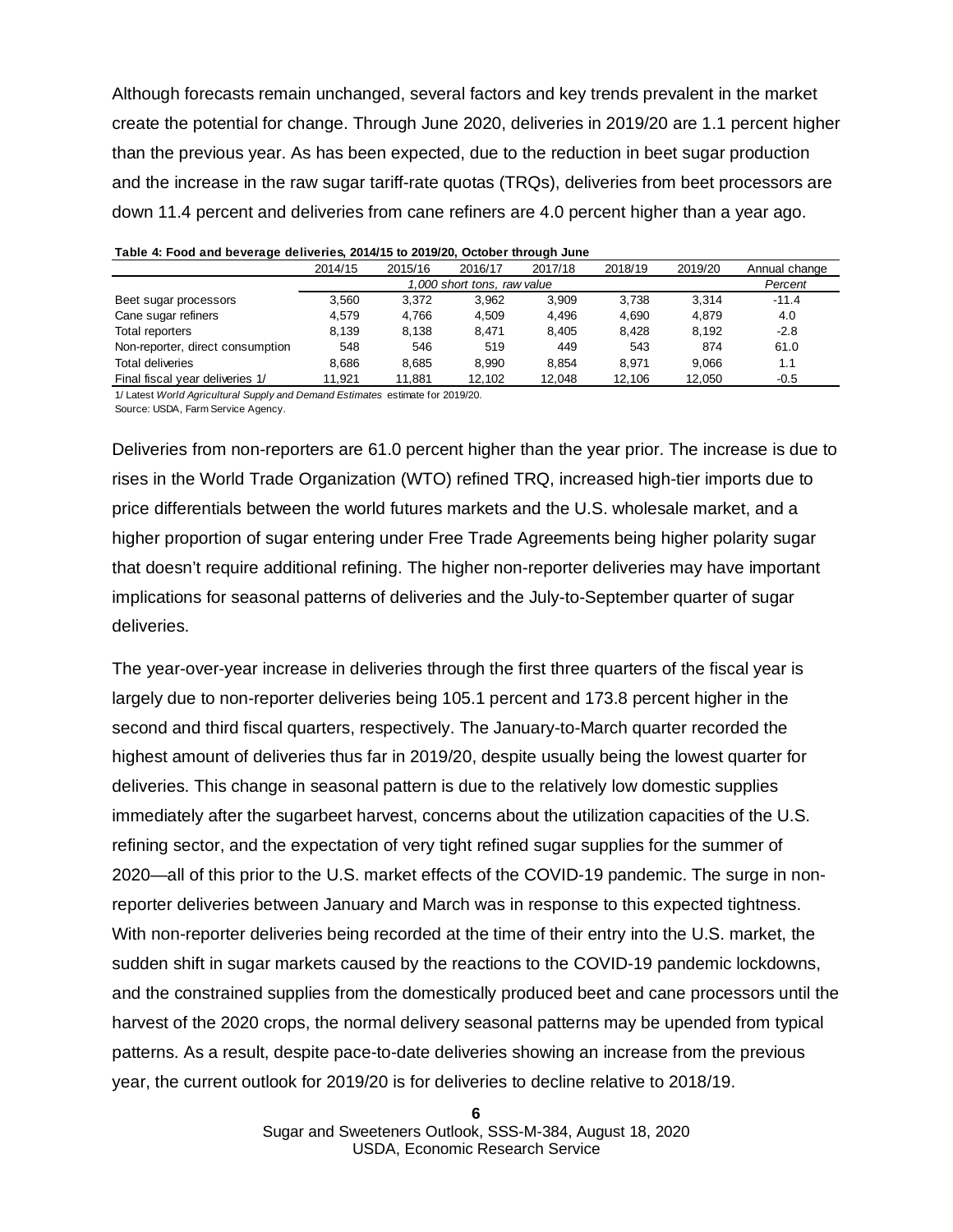Although forecasts remain unchanged, several factors and key trends prevalent in the market create the potential for change. Through June 2020, deliveries in 2019/20 are 1.1 percent higher than the previous year. As has been expected, due to the reduction in beet sugar production and the increase in the raw sugar tariff-rate quotas (TRQs), deliveries from beet processors are down 11.4 percent and deliveries from cane refiners are 4.0 percent higher than a year ago.

**Table 4: Food and beverage deliveries, 2014/15 to 2019/20, October through June**

| | 2014/15 | 2015/16 | 2016/17 | 2017/18 | 2018/19 | 2019/20 | Annual change |
|---|---|---|---|---|---|---|---|
| | *1,000 short tons, raw value* | | | | | | *Percent* |
| Beet sugar processors | 3,560 | 3,372 | 3,962 | 3,909 | 3,738 | 3,314 | -11.4 |
| Cane sugar refiners | 4,579 | 4,766 | 4,509 | 4,496 | 4,690 | 4,879 | 4.0 |
| Total reporters | 8,139 | 8,138 | 8,471 | 8,405 | 8,428 | 8,192 | -2.8 |
| Non-reporter, direct consumption | 548 | 546 | 519 | 449 | 543 | 874 | 61.0 |
| Total deliveries | 8,686 | 8,685 | 8,990 | 8,854 | 8,971 | 9,066 | 1.1 |
| Final fiscal year deliveries 1/ | 11,921 | 11,881 | 12,102 | 12,048 | 12,106 | 12,050 | -0.5 |

1/ Latest *World Agricultural Supply and Demand Estimates* estimate for 2019/20.
Source: USDA, Farm Service Agency.

Deliveries from non-reporters are 61.0 percent higher than the year prior. The increase is due to rises in the World Trade Organization (WTO) refined TRQ, increased high-tier imports due to price differentials between the world futures markets and the U.S. wholesale market, and a higher proportion of sugar entering under Free Trade Agreements being higher polarity sugar that doesn't require additional refining. The higher non-reporter deliveries may have important implications for seasonal patterns of deliveries and the July-to-September quarter of sugar deliveries.

The year-over-year increase in deliveries through the first three quarters of the fiscal year is largely due to non-reporter deliveries being 105.1 percent and 173.8 percent higher in the second and third fiscal quarters, respectively. The January-to-March quarter recorded the highest amount of deliveries thus far in 2019/20, despite usually being the lowest quarter for deliveries. This change in seasonal pattern is due to the relatively low domestic supplies immediately after the sugarbeet harvest, concerns about the utilization capacities of the U.S. refining sector, and the expectation of very tight refined sugar supplies for the summer of 2020—all of this prior to the U.S. market effects of the COVID-19 pandemic. The surge in non-reporter deliveries between January and March was in response to this expected tightness. With non-reporter deliveries being recorded at the time of their entry into the U.S. market, the sudden shift in sugar markets caused by the reactions to the COVID-19 pandemic lockdowns, and the constrained supplies from the domestically produced beet and cane processors until the harvest of the 2020 crops, the normal delivery seasonal patterns may be upended from typical patterns. As a result, despite pace-to-date deliveries showing an increase from the previous year, the current outlook for 2019/20 is for deliveries to decline relative to 2018/19.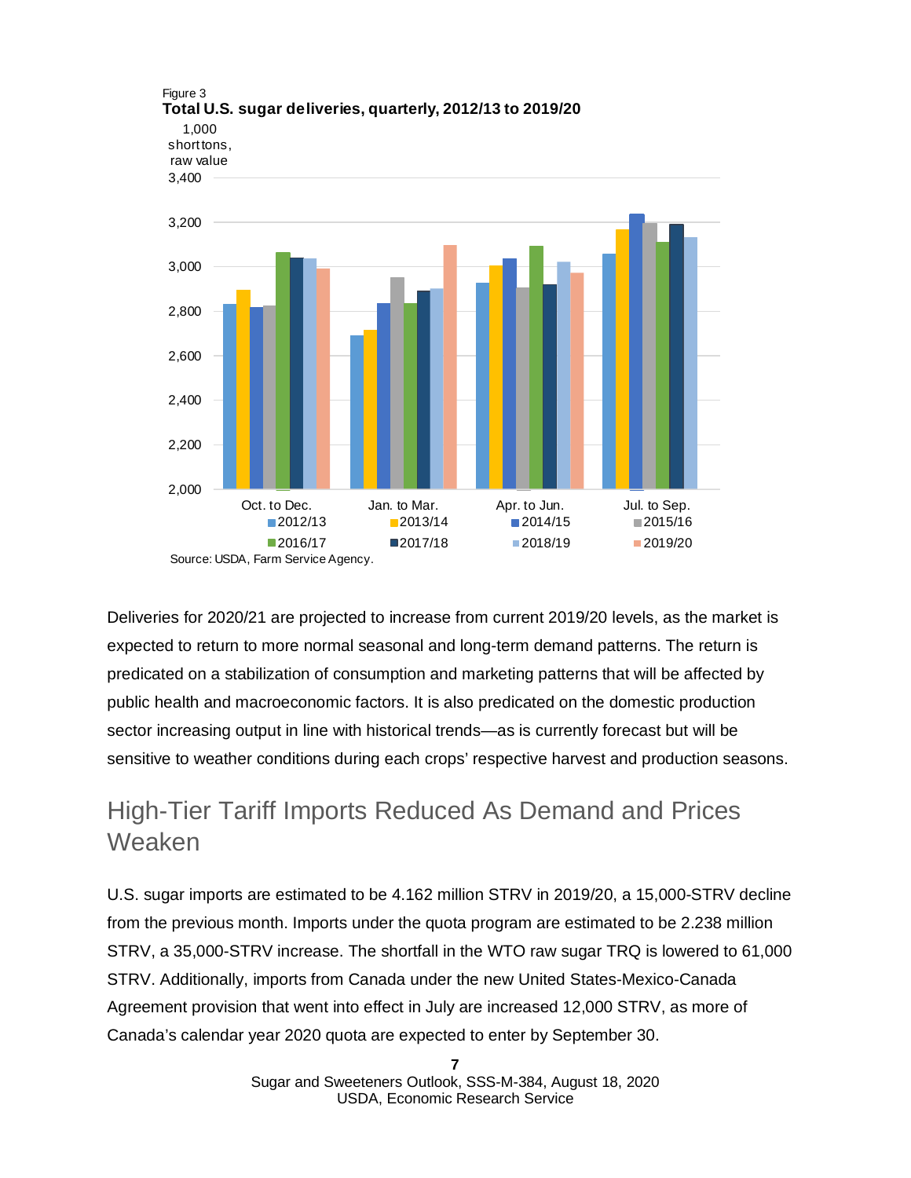Figure 3
**Total U.S. sugar deliveries, quarterly, 2012/13 to 2019/20**

Source: USDA, Farm Service Agency.

Deliveries for 2020/21 are projected to increase from current 2019/20 levels, as the market is expected to return to more normal seasonal and long-term demand patterns. The return is predicated on a stabilization of consumption and marketing patterns that will be affected by public health and macroeconomic factors. It is also predicated on the domestic production sector increasing output in line with historical trends—as is currently forecast but will be sensitive to weather conditions during each crops' respective harvest and production seasons.

## High-Tier Tariff Imports Reduced As Demand and Prices Weaken

U.S. sugar imports are estimated to be 4.162 million STRV in 2019/20, a 15,000-STRV decline from the previous month. Imports under the quota program are estimated to be 2.238 million STRV, a 35,000-STRV increase. The shortfall in the WTO raw sugar TRQ is lowered to 61,000 STRV. Additionally, imports from Canada under the new United States-Mexico-Canada Agreement provision that went into effect in July are increased 12,000 STRV, as more of Canada's calendar year 2020 quota are expected to enter by September 30.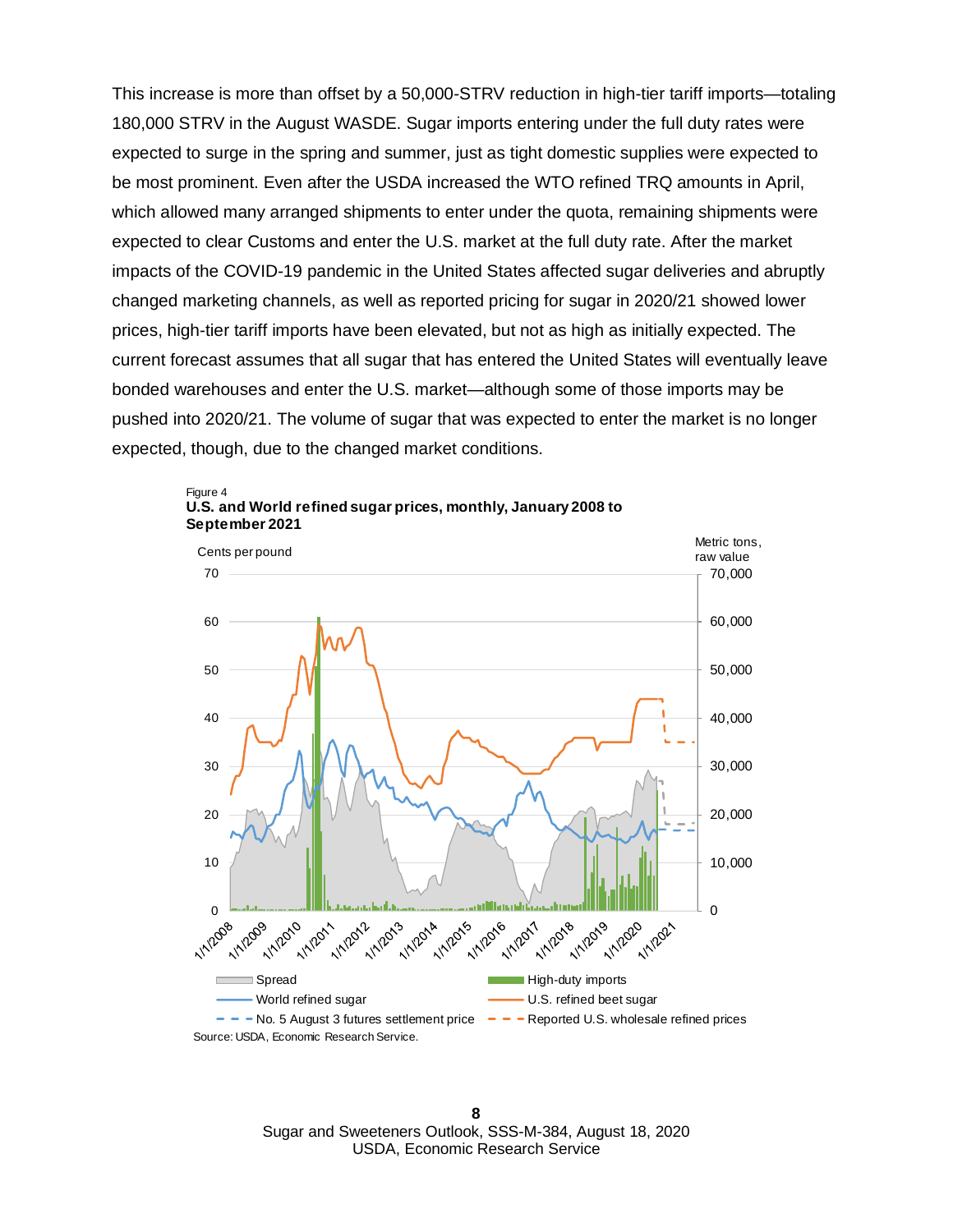This increase is more than offset by a 50,000-STRV reduction in high-tier tariff imports—totaling 180,000 STRV in the August WASDE. Sugar imports entering under the full duty rates were expected to surge in the spring and summer, just as tight domestic supplies were expected to be most prominent. Even after the USDA increased the WTO refined TRQ amounts in April, which allowed many arranged shipments to enter under the quota, remaining shipments were expected to clear Customs and enter the U.S. market at the full duty rate. After the market impacts of the COVID-19 pandemic in the United States affected sugar deliveries and abruptly changed marketing channels, as well as reported pricing for sugar in 2020/21 showed lower prices, high-tier tariff imports have been elevated, but not as high as initially expected. The current forecast assumes that all sugar that has entered the United States will eventually leave bonded warehouses and enter the U.S. market—although some of those imports may be pushed into 2020/21. The volume of sugar that was expected to enter the market is no longer expected, though, due to the changed market conditions.

Figure 4
**U.S. and World refined sugar prices, monthly, January 2008 to September 2021**

Source: USDA, Economic Research Service.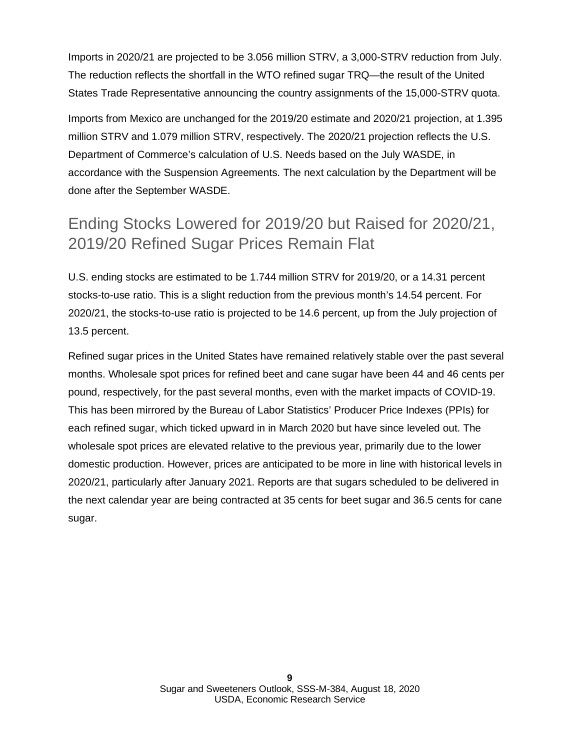Imports in 2020/21 are projected to be 3.056 million STRV, a 3,000-STRV reduction from July. The reduction reflects the shortfall in the WTO refined sugar TRQ—the result of the United States Trade Representative announcing the country assignments of the 15,000-STRV quota.

Imports from Mexico are unchanged for the 2019/20 estimate and 2020/21 projection, at 1.395 million STRV and 1.079 million STRV, respectively. The 2020/21 projection reflects the U.S. Department of Commerce's calculation of U.S. Needs based on the July WASDE, in accordance with the Suspension Agreements. The next calculation by the Department will be done after the September WASDE.

## Ending Stocks Lowered for 2019/20 but Raised for 2020/21, 2019/20 Refined Sugar Prices Remain Flat

U.S. ending stocks are estimated to be 1.744 million STRV for 2019/20, or a 14.31 percent stocks-to-use ratio. This is a slight reduction from the previous month's 14.54 percent. For 2020/21, the stocks-to-use ratio is projected to be 14.6 percent, up from the July projection of 13.5 percent.

Refined sugar prices in the United States have remained relatively stable over the past several months. Wholesale spot prices for refined beet and cane sugar have been 44 and 46 cents per pound, respectively, for the past several months, even with the market impacts of COVID-19. This has been mirrored by the Bureau of Labor Statistics' Producer Price Indexes (PPIs) for each refined sugar, which ticked upward in in March 2020 but have since leveled out. The wholesale spot prices are elevated relative to the previous year, primarily due to the lower domestic production. However, prices are anticipated to be more in line with historical levels in 2020/21, particularly after January 2021. Reports are that sugars scheduled to be delivered in the next calendar year are being contracted at 35 cents for beet sugar and 36.5 cents for cane sugar.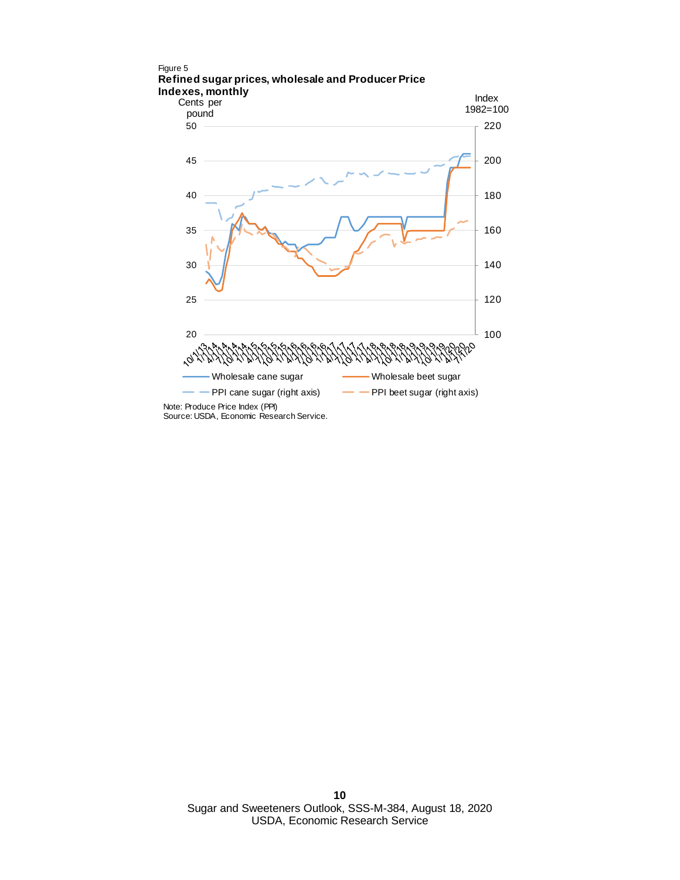Figure 5

**Refined sugar prices, wholesale and Producer Price Indexes, monthly**

Cents per pound

Index 1982=100

Wholesale cane sugar

Wholesale beet sugar

PPI cane sugar (right axis)

PPI beet sugar (right axis)

Note: Produce Price Index (PPI)

Source: USDA, Economic Research Service.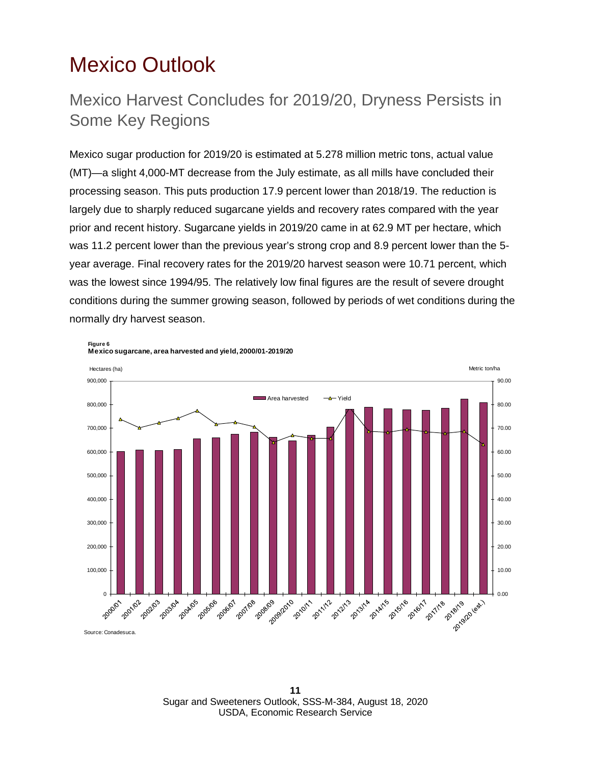# Mexico Outlook

## Mexico Harvest Concludes for 2019/20, Dryness Persists in Some Key Regions

Mexico sugar production for 2019/20 is estimated at 5.278 million metric tons, actual value (MT)—a slight 4,000-MT decrease from the July estimate, as all mills have concluded their processing season. This puts production 17.9 percent lower than 2018/19. The reduction is largely due to sharply reduced sugarcane yields and recovery rates compared with the year prior and recent history. Sugarcane yields in 2019/20 came in at 62.9 MT per hectare, which was 11.2 percent lower than the previous year's strong crop and 8.9 percent lower than the 5-year average. Final recovery rates for the 2019/20 harvest season were 10.71 percent, which was the lowest since 1994/95. The relatively low final figures are the result of severe drought conditions during the summer growing season, followed by periods of wet conditions during the normally dry harvest season.

**Figure 6**
**Mexico sugarcane, area harvested and yield, 2000/01-2019/20**

Source: Conadesuca.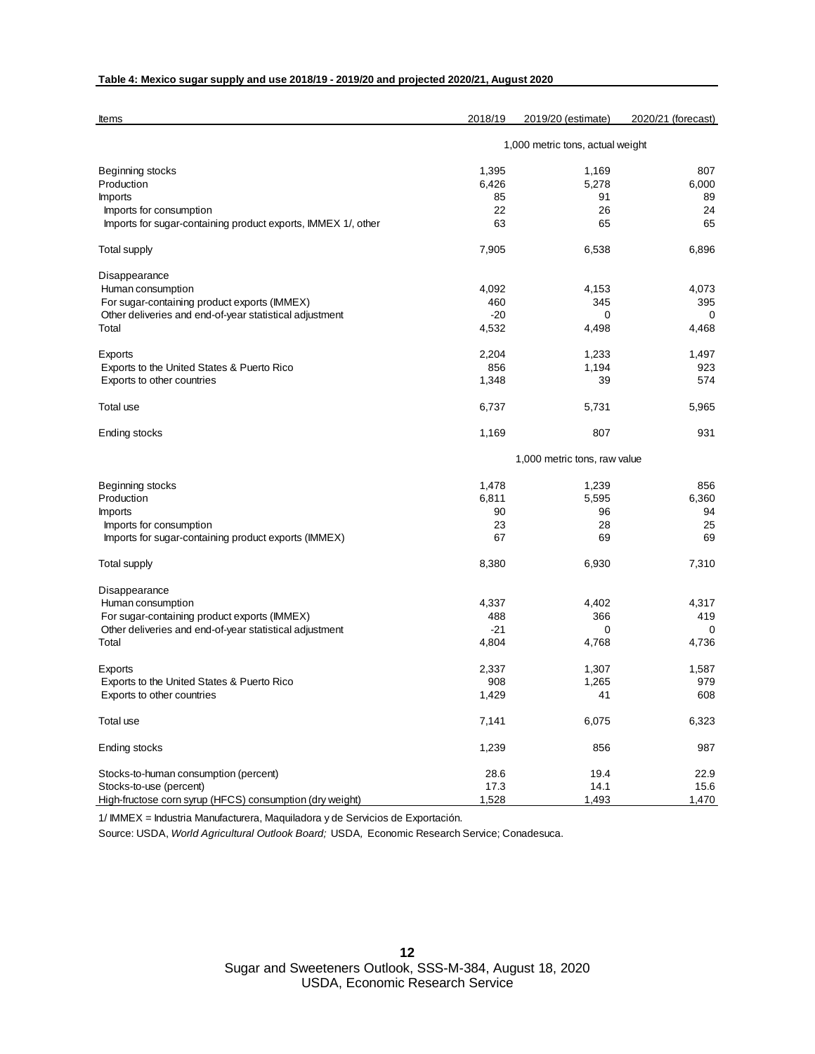**Table 4: Mexico sugar supply and use 2018/19 - 2019/20 and projected 2020/21, August 2020**

| Items | 2018/19 | 2019/20 (estimate) | 2020/21 (forecast) |
|---|---|---|---|
| | 1,000 metric tons, actual weight | | |
| Beginning stocks | 1,395 | 1,169 | 807 |
| Production | 6,426 | 5,278 | 6,000 |
| Imports | 85 | 91 | 89 |
| Imports for consumption | 22 | 26 | 24 |
| Imports for sugar-containing product exports, IMMEX 1/, other | 63 | 65 | 65 |
| Total supply | 7,905 | 6,538 | 6,896 |
| Disappearance | | | |
| Human consumption | 4,092 | 4,153 | 4,073 |
| For sugar-containing product exports (IMMEX) | 460 | 345 | 395 |
| Other deliveries and end-of-year statistical adjustment | -20 | 0 | 0 |
| Total | 4,532 | 4,498 | 4,468 |
| Exports | 2,204 | 1,233 | 1,497 |
| Exports to the United States & Puerto Rico | 856 | 1,194 | 923 |
| Exports to other countries | 1,348 | 39 | 574 |
| Total use | 6,737 | 5,731 | 5,965 |
| Ending stocks | 1,169 | 807 | 931 |
| | 1,000 metric tons, raw value | | |
| Beginning stocks | 1,478 | 1,239 | 856 |
| Production | 6,811 | 5,595 | 6,360 |
| Imports | 90 | 96 | 94 |
| Imports for consumption | 23 | 28 | 25 |
| Imports for sugar-containing product exports (IMMEX) | 67 | 69 | 69 |
| Total supply | 8,380 | 6,930 | 7,310 |
| Disappearance | | | |
| Human consumption | 4,337 | 4,402 | 4,317 |
| For sugar-containing product exports (IMMEX) | 488 | 366 | 419 |
| Other deliveries and end-of-year statistical adjustment | -21 | 0 | 0 |
| Total | 4,804 | 4,768 | 4,736 |
| Exports | 2,337 | 1,307 | 1,587 |
| Exports to the United States & Puerto Rico | 908 | 1,265 | 979 |
| Exports to other countries | 1,429 | 41 | 608 |
| Total use | 7,141 | 6,075 | 6,323 |
| Ending stocks | 1,239 | 856 | 987 |
| Stocks-to-human consumption (percent) | 28.6 | 19.4 | 22.9 |
| Stocks-to-use (percent) | 17.3 | 14.1 | 15.6 |
| High-fructose corn syrup (HFCS) consumption (dry weight) | 1,528 | 1,493 | 1,470 |

1/ IMMEX = Industria Manufacturera, Maquiladora y de Servicios de Exportación.

Source: USDA, *World Agricultural Outlook Board;* USDA, Economic Research Service; Conadesuca.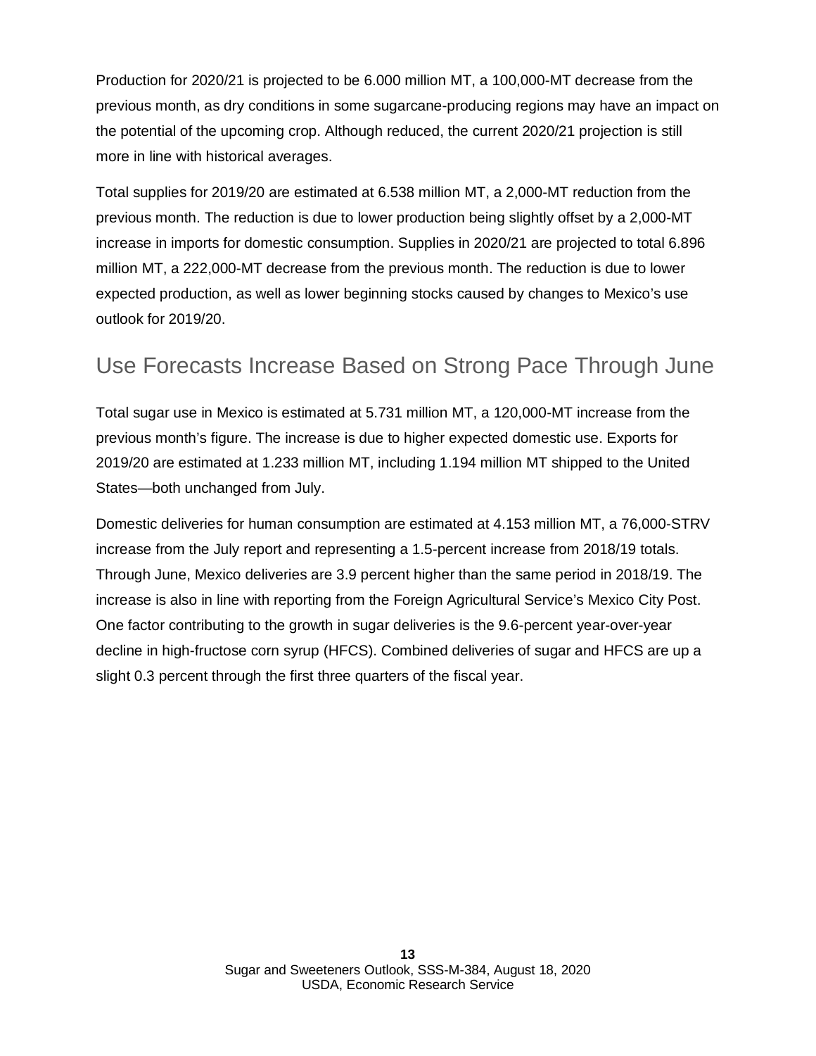Production for 2020/21 is projected to be 6.000 million MT, a 100,000-MT decrease from the previous month, as dry conditions in some sugarcane-producing regions may have an impact on the potential of the upcoming crop. Although reduced, the current 2020/21 projection is still more in line with historical averages.

Total supplies for 2019/20 are estimated at 6.538 million MT, a 2,000-MT reduction from the previous month. The reduction is due to lower production being slightly offset by a 2,000-MT increase in imports for domestic consumption. Supplies in 2020/21 are projected to total 6.896 million MT, a 222,000-MT decrease from the previous month. The reduction is due to lower expected production, as well as lower beginning stocks caused by changes to Mexico's use outlook for 2019/20.

## Use Forecasts Increase Based on Strong Pace Through June

Total sugar use in Mexico is estimated at 5.731 million MT, a 120,000-MT increase from the previous month's figure. The increase is due to higher expected domestic use. Exports for 2019/20 are estimated at 1.233 million MT, including 1.194 million MT shipped to the United States—both unchanged from July.

Domestic deliveries for human consumption are estimated at 4.153 million MT, a 76,000-STRV increase from the July report and representing a 1.5-percent increase from 2018/19 totals. Through June, Mexico deliveries are 3.9 percent higher than the same period in 2018/19. The increase is also in line with reporting from the Foreign Agricultural Service's Mexico City Post. One factor contributing to the growth in sugar deliveries is the 9.6-percent year-over-year decline in high-fructose corn syrup (HFCS). Combined deliveries of sugar and HFCS are up a slight 0.3 percent through the first three quarters of the fiscal year.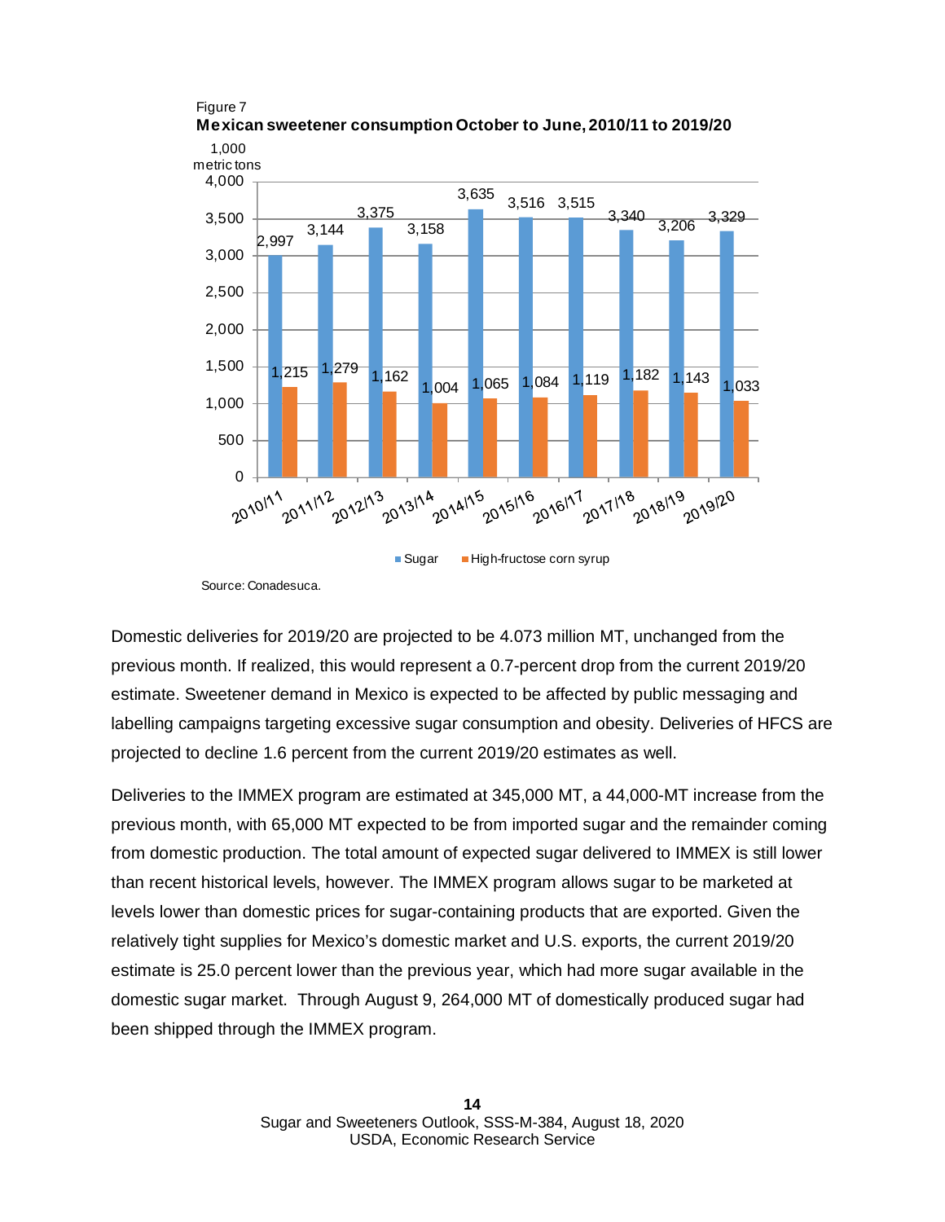Figure 7

**Mexican sweetener consumption October to June, 2010/11 to 2019/20**

| 1,000 metric tons | Sugar | High-fructose corn syrup |
|---|---|---|
| 2010/11 | 2,997 | 1,215 |
| 2011/12 | 3,144 | 1,279 |
| 2012/13 | 3,375 | 1,162 |
| 2013/14 | 3,158 | 1,004 |
| 2014/15 | 3,635 | 1,065 |
| 2015/16 | 3,516 | 1,084 |
| 2016/17 | 3,515 | 1,119 |
| 2017/18 | 3,340 | 1,182 |
| 2018/19 | 3,206 | 1,143 |
| 2019/20 | 3,329 | 1,033 |

Source: Conadesuca.

Domestic deliveries for 2019/20 are projected to be 4.073 million MT, unchanged from the previous month. If realized, this would represent a 0.7-percent drop from the current 2019/20 estimate. Sweetener demand in Mexico is expected to be affected by public messaging and labelling campaigns targeting excessive sugar consumption and obesity. Deliveries of HFCS are projected to decline 1.6 percent from the current 2019/20 estimates as well.

Deliveries to the IMMEX program are estimated at 345,000 MT, a 44,000-MT increase from the previous month, with 65,000 MT expected to be from imported sugar and the remainder coming from domestic production. The total amount of expected sugar delivered to IMMEX is still lower than recent historical levels, however. The IMMEX program allows sugar to be marketed at levels lower than domestic prices for sugar-containing products that are exported. Given the relatively tight supplies for Mexico's domestic market and U.S. exports, the current 2019/20 estimate is 25.0 percent lower than the previous year, which had more sugar available in the domestic sugar market. Through August 9, 264,000 MT of domestically produced sugar had been shipped through the IMMEX program.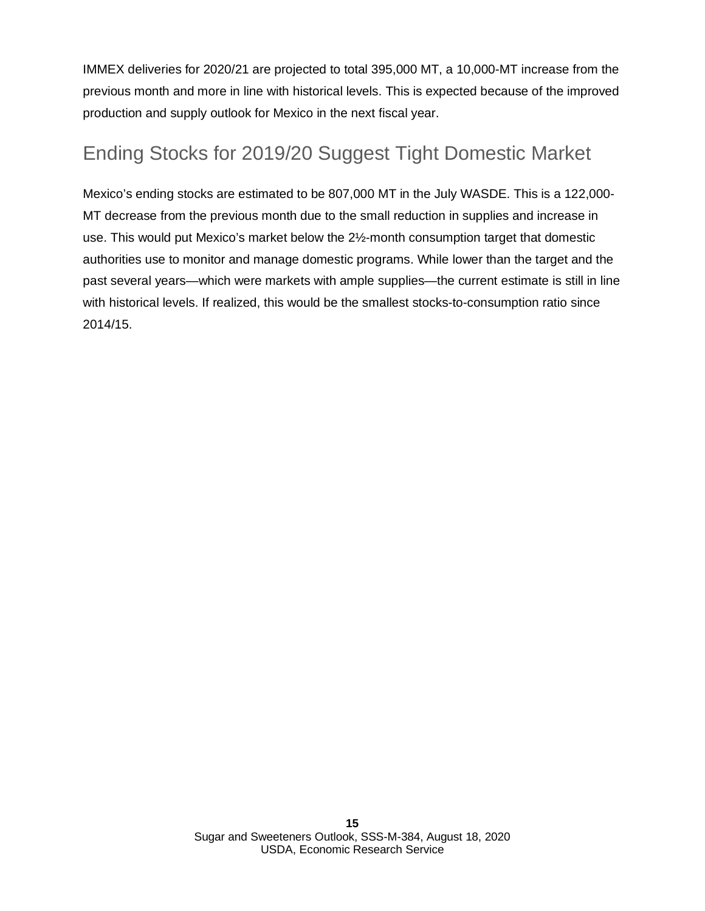IMMEX deliveries for 2020/21 are projected to total 395,000 MT, a 10,000-MT increase from the previous month and more in line with historical levels. This is expected because of the improved production and supply outlook for Mexico in the next fiscal year.

## Ending Stocks for 2019/20 Suggest Tight Domestic Market

Mexico's ending stocks are estimated to be 807,000 MT in the July WASDE. This is a 122,000-MT decrease from the previous month due to the small reduction in supplies and increase in use. This would put Mexico's market below the 2½-month consumption target that domestic authorities use to monitor and manage domestic programs. While lower than the target and the past several years—which were markets with ample supplies—the current estimate is still in line with historical levels. If realized, this would be the smallest stocks-to-consumption ratio since 2014/15.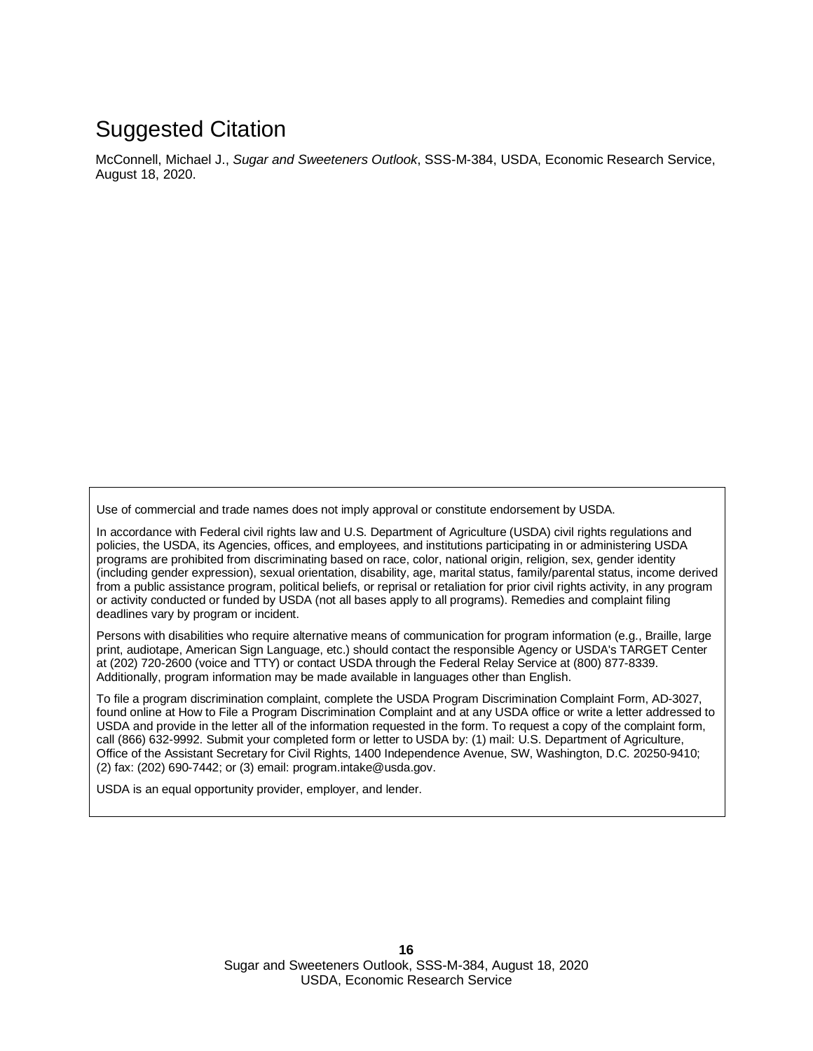# Suggested Citation

McConnell, Michael J., *Sugar and Sweeteners Outlook*, SSS-M-384, USDA, Economic Research Service, August 18, 2020.

Use of commercial and trade names does not imply approval or constitute endorsement by USDA.

In accordance with Federal civil rights law and U.S. Department of Agriculture (USDA) civil rights regulations and policies, the USDA, its Agencies, offices, and employees, and institutions participating in or administering USDA programs are prohibited from discriminating based on race, color, national origin, religion, sex, gender identity (including gender expression), sexual orientation, disability, age, marital status, family/parental status, income derived from a public assistance program, political beliefs, or reprisal or retaliation for prior civil rights activity, in any program or activity conducted or funded by USDA (not all bases apply to all programs). Remedies and complaint filing deadlines vary by program or incident.

Persons with disabilities who require alternative means of communication for program information (e.g., Braille, large print, audiotape, American Sign Language, etc.) should contact the responsible Agency or USDA's TARGET Center at (202) 720-2600 (voice and TTY) or contact USDA through the Federal Relay Service at (800) 877-8339. Additionally, program information may be made available in languages other than English.

To file a program discrimination complaint, complete the USDA Program Discrimination Complaint Form, AD-3027, found online at How to File a Program Discrimination Complaint and at any USDA office or write a letter addressed to USDA and provide in the letter all of the information requested in the form. To request a copy of the complaint form, call (866) 632-9992. Submit your completed form or letter to USDA by: (1) mail: U.S. Department of Agriculture, Office of the Assistant Secretary for Civil Rights, 1400 Independence Avenue, SW, Washington, D.C. 20250-9410; (2) fax: (202) 690-7442; or (3) email: program.intake@usda.gov.

USDA is an equal opportunity provider, employer, and lender.